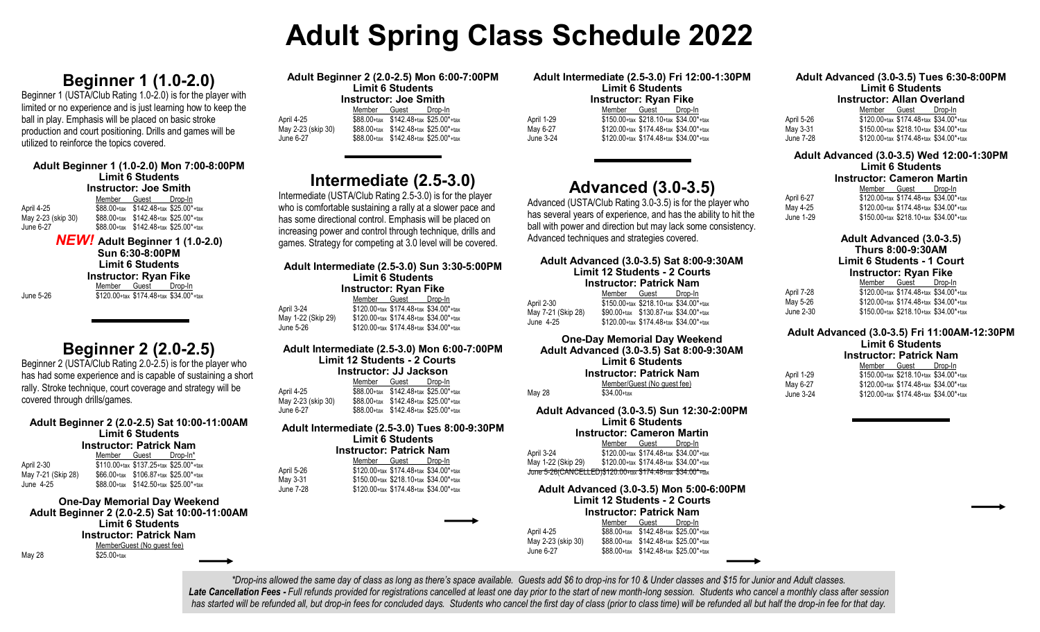# Adult Spring Class Schedule 2022

## Beginner 1 (1.0-2.0)

Beginner 1 (USTA/Club Rating 1.0-2.0) is for the player with limited or no experience and is just learning how to keep the ball in play. Emphasis will be placed on basic stroke production and court positioning. Drills and games will be utilized to reinforce the topics covered.

### Adult Beginner 1 (1.0-2.0) Mon 7:00-8:00PM
**Limit 6 Students**
**Instructor: Joe Smith**

| | Member | Guest | Drop-In |
|---|---|---|---|
| April 4-25 | $88.00+tax | $142.48+tax | $25.00*+tax |
| May 2-23 (skip 30) | $88.00+tax | $142.48+tax | $25.00*+tax |
| June 6-27 | $88.00+tax | $142.48+tax | $25.00*+tax |

### *NEW!* Adult Beginner 1 (1.0-2.0) Sun 6:30-8:00PM
**Limit 6 Students**
**Instructor: Ryan Fike**

| | Member | Guest | Drop-In |
|---|---|---|---|
| June 5-26 | $120.00+tax | $174.48+tax | $34.00*+tax |

## Beginner 2 (2.0-2.5)

Beginner 2 (USTA/Club Rating 2.0-2.5) is for the player who has had some experience and is capable of sustaining a short rally. Stroke technique, court coverage and strategy will be covered through drills/games.

### Adult Beginner 2 (2.0-2.5) Sat 10:00-11:00AM
**Limit 6 Students**
**Instructor: Patrick Nam**

| | Member | Guest | Drop-In* |
|---|---|---|---|
| April 2-30 | $110.00+tax | $137.25+tax | $25.00*+tax |
| May 7-21 (Skip 28) | $66.00+tax | $106.87+tax | $25.00*+tax |
| June 4-25 | $88.00+tax | $142.50+tax | $25.00*+tax |

### One-Day Memorial Day Weekend Adult Beginner 2 (2.0-2.5) Sat 10:00-11:00AM
**Limit 6 Students**
**Instructor: Patrick Nam**

| | MemberGuest (No guest fee) |
|---|---|
| May 28 | $25.00+tax |

### Adult Beginner 2 (2.0-2.5) Mon 6:00-7:00PM
**Limit 6 Students**
**Instructor: Joe Smith**

| | Member | Guest | Drop-In |
|---|---|---|---|
| April 4-25 | $88.00+tax | $142.48+tax | $25.00*+tax |
| May 2-23 (skip 30) | $88.00+tax | $142.48+tax | $25.00*+tax |
| June 6-27 | $88.00+tax | $142.48+tax | $25.00*+tax |

## Intermediate (2.5-3.0)

Intermediate (USTA/Club Rating 2.5-3.0) is for the player who is comfortable sustaining a rally at a slower pace and has some directional control. Emphasis will be placed on increasing power and control through technique, drills and games. Strategy for competing at 3.0 level will be covered.

### Adult Intermediate (2.5-3.0) Sun 3:30-5:00PM
**Limit 6 Students**
**Instructor: Ryan Fike**

| | Member | Guest | Drop-In |
|---|---|---|---|
| April 3-24 | $120.00+tax | $174.48+tax | $34.00*+tax |
| May 1-22 (Skip 29) | $120.00+tax | $174.48+tax | $34.00*+tax |
| June 5-26 | $120.00+tax | $174.48+tax | $34.00*+tax |

### Adult Intermediate (2.5-3.0) Mon 6:00-7:00PM
**Limit 12 Students - 2 Courts**
**Instructor: JJ Jackson**

| | Member | Guest | Drop-In |
|---|---|---|---|
| April 4-25 | $88.00+tax | $142.48+tax | $25.00*+tax |
| May 2-23 (skip 30) | $88.00+tax | $142.48+tax | $25.00*+tax |
| June 6-27 | $88.00+tax | $142.48+tax | $25.00*+tax |

### Adult Intermediate (2.5-3.0) Tues 8:00-9:30PM
**Limit 6 Students**
**Instructor: Patrick Nam**

| | Member | Guest | Drop-In |
|---|---|---|---|
| April 5-26 | $120.00+tax | $174.48+tax | $34.00*+tax |
| May 3-31 | $150.00+tax | $218.10+tax | $34.00*+tax |
| June 7-28 | $120.00+tax | $174.48+tax | $34.00*+tax |

### Adult Intermediate (2.5-3.0) Fri 12:00-1:30PM
**Limit 6 Students**
**Instructor: Ryan Fike**

| | Member | Guest | Drop-In |
|---|---|---|---|
| April 1-29 | $150.00+tax | $218.10+tax | $34.00*+tax |
| May 6-27 | $120.00+tax | $174.48+tax | $34.00*+tax |
| June 3-24 | $120.00+tax | $174.48+tax | $34.00*+tax |

## Advanced (3.0-3.5)

Advanced (USTA/Club Rating 3.0-3.5) is for the player who has several years of experience, and has the ability to hit the ball with power and direction but may lack some consistency. Advanced techniques and strategies covered.

### Adult Advanced (3.0-3.5) Sat 8:00-9:30AM
**Limit 12 Students - 2 Courts**
**Instructor: Patrick Nam**

| | Member | Guest | Drop-In |
|---|---|---|---|
| April 2-30 | $150.00+tax | $218.10+tax | $34.00*+tax |
| May 7-21 (Skip 28) | $90.00+tax | $130.87+tax | $34.00*+tax |
| June 4-25 | $120.00+tax | $174.48+tax | $34.00*+tax |

### One-Day Memorial Day Weekend Adult Advanced (3.0-3.5) Sat 8:00-9:30AM
**Limit 6 Students**
**Instructor: Patrick Nam**

| | Member/Guest (No guest fee) |
|---|---|
| May 28 | $34.00+tax |

### Adult Advanced (3.0-3.5) Sun 12:30-2:00PM
**Limit 6 Students**
**Instructor: Cameron Martin**

| | Member | Guest | Drop-In |
|---|---|---|---|
| April 3-24 | $120.00+tax | $174.48+tax | $34.00*+tax |
| May 1-22 (Skip 29) | $120.00+tax | $174.48+tax | $34.00*+tax |
| ~~June 5-26(CANCELLED)~~ | ~~$120.00+tax~~ | ~~$174.48+tax~~ | ~~$34.00*+tax~~ |

### Adult Advanced (3.0-3.5) Mon 5:00-6:00PM
**Limit 12 Students - 2 Courts**
**Instructor: Patrick Nam**

| | Member | Guest | Drop-In |
|---|---|---|---|
| April 4-25 | $88.00+tax | $142.48+tax | $25.00*+tax |
| May 2-23 (skip 30) | $88.00+tax | $142.48+tax | $25.00*+tax |
| June 6-27 | $88.00+tax | $142.48+tax | $25.00*+tax |

### Adult Advanced (3.0-3.5) Tues 6:30-8:00PM
**Limit 6 Students**
**Instructor: Allan Overland**

| | Member | Guest | Drop-In |
|---|---|---|---|
| April 5-26 | $120.00+tax | $174.48+tax | $34.00*+tax |
| May 3-31 | $150.00+tax | $218.10+tax | $34.00*+tax |
| June 7-28 | $120.00+tax | $174.48+tax | $34.00*+tax |

### Adult Advanced (3.0-3.5) Wed 12:00-1:30PM
**Limit 6 Students**
**Instructor: Cameron Martin**

| | Member | Guest | Drop-In |
|---|---|---|---|
| April 6-27 | $120.00+tax | $174.48+tax | $34.00*+tax |
| May 4-25 | $120.00+tax | $174.48+tax | $34.00*+tax |
| June 1-29 | $150.00+tax | $218.10+tax | $34.00*+tax |

### Adult Advanced (3.0-3.5) Thurs 8:00-9:30AM
**Limit 6 Students - 1 Court**
**Instructor: Ryan Fike**

| | Member | Guest | Drop-In |
|---|---|---|---|
| April 7-28 | $120.00+tax | $174.48+tax | $34.00*+tax |
| May 5-26 | $120.00+tax | $174.48+tax | $34.00*+tax |
| June 2-30 | $150.00+tax | $218.10+tax | $34.00*+tax |

### Adult Advanced (3.0-3.5) Fri 11:00AM-12:30PM
**Limit 6 Students**
**Instructor: Patrick Nam**

| | Member | Guest | Drop-In |
|---|---|---|---|
| April 1-29 | $150.00+tax | $218.10+tax | $34.00*+tax |
| May 6-27 | $120.00+tax | $174.48+tax | $34.00*+tax |
| June 3-24 | $120.00+tax | $174.48+tax | $34.00*+tax |

*\*Drop-ins allowed the same day of class as long as there's space available. Guests add $6 to drop-ins for 10 & Under classes and $15 for Junior and Adult classes.*
***Late Cancellation Fees -*** *Full refunds provided for registrations cancelled at least one day prior to the start of new month-long session. Students who cancel a monthly class after session has started will be refunded all, but drop-in fees for concluded days. Students who cancel the first day of class (prior to class time) will be refunded all but half the drop-in fee for that day.*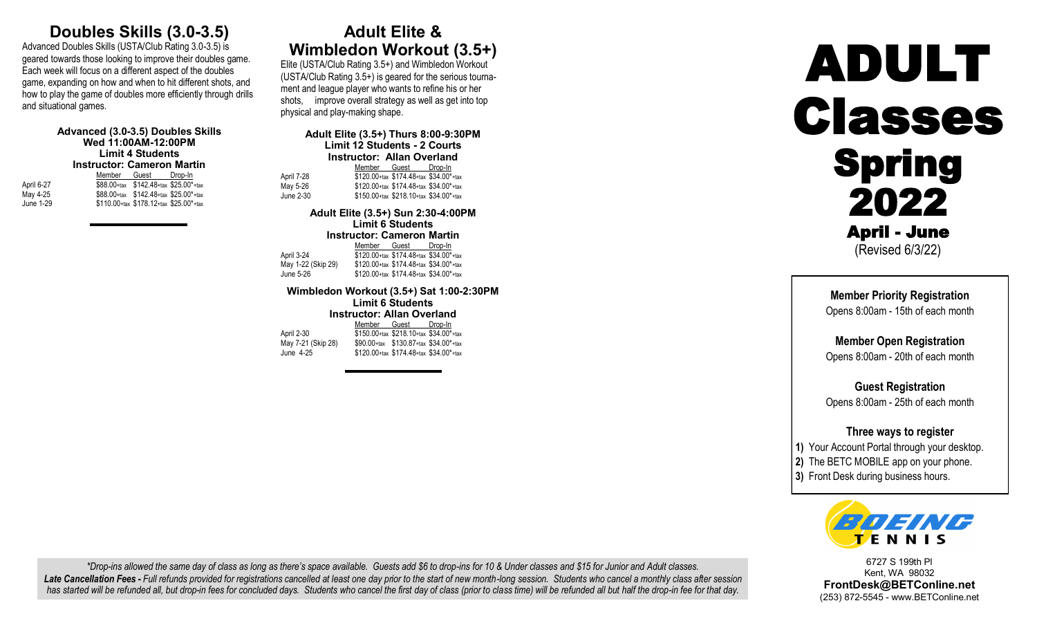## Doubles Skills (3.0-3.5)

Advanced Doubles Skills (USTA/Club Rating 3.0-3.5) is geared towards those looking to improve their doubles game. Each week will focus on a different aspect of the doubles game, expanding on how and when to hit different shots, and how to play the game of doubles more efficiently through drills and situational games.

**Advanced (3.0-3.5) Doubles Skills**
**Wed 11:00AM-12:00PM**
**Limit 4 Students**
**Instructor: Cameron Martin**

| | Member | Guest | Drop-In |
|---|---|---|---|
| April 6-27 | $88.00+tax | $142.48+tax | $25.00*+tax |
| May 4-25 | $88.00+tax | $142.48+tax | $25.00*+tax |
| June 1-29 | $110.00+tax | $178.12+tax | $25.00*+tax |

## Adult Elite & Wimbledon Workout (3.5+)

Elite (USTA/Club Rating 3.5+) and Wimbledon Workout (USTA/Club Rating 3.5+) is geared for the serious tournament and league player who wants to refine his or her shots, improve overall strategy as well as get into top physical and play-making shape.

**Adult Elite (3.5+) Thurs 8:00-9:30PM**
**Limit 12 Students - 2 Courts**
**Instructor: Allan Overland**

| | Member | Guest | Drop-In |
|---|---|---|---|
| April 7-28 | $120.00+tax | $174.48+tax | $34.00*+tax |
| May 5-26 | $120.00+tax | $174.48+tax | $34.00*+tax |
| June 2-30 | $150.00+tax | $218.10+tax | $34.00*+tax |

**Adult Elite (3.5+) Sun 2:30-4:00PM**
**Limit 6 Students**
**Instructor: Cameron Martin**

| | Member | Guest | Drop-In |
|---|---|---|---|
| April 3-24 | $120.00+tax | $174.48+tax | $34.00*+tax |
| May 1-22 (Skip 29) | $120.00+tax | $174.48+tax | $34.00*+tax |
| June 5-26 | $120.00+tax | $174.48+tax | $34.00*+tax |

**Wimbledon Workout (3.5+) Sat 1:00-2:30PM**
**Limit 6 Students**
**Instructor: Allan Overland**

| | Member | Guest | Drop-In |
|---|---|---|---|
| April 2-30 | $150.00+tax | $218.10+tax | $34.00*+tax |
| May 7-21 (Skip 28) | $90.00+tax | $130.87+tax | $34.00*+tax |
| June 4-25 | $120.00+tax | $174.48+tax | $34.00*+tax |

*\*Drop-ins allowed the same day of class as long as there's space available. Guests add $6 to drop-ins for 10 & Under classes and $15 for Junior and Adult classes.*

***Late Cancellation Fees -*** *Full refunds provided for registrations cancelled at least one day prior to the start of new month-long session. Students who cancel a monthly class after session has started will be refunded all, but drop-in fees for concluded days. Students who cancel the first day of class (prior to class time) will be refunded all but half the drop-in fee for that day.*

# ADULT Classes Spring 2022

## April - June

(Revised 6/3/22)

**Member Priority Registration**
Opens 8:00am - 15th of each month

**Member Open Registration**
Opens 8:00am - 20th of each month

**Guest Registration**
Opens 8:00am - 25th of each month

**Three ways to register**

1) Your Account Portal through your desktop.
2) The BETC MOBILE app on your phone.
3) Front Desk during business hours.

BOEING TENNIS

6727 S 199th Pl
Kent, WA 98032
**FrontDesk@BETConline.net**
(253) 872-5545 - www.BETConline.net